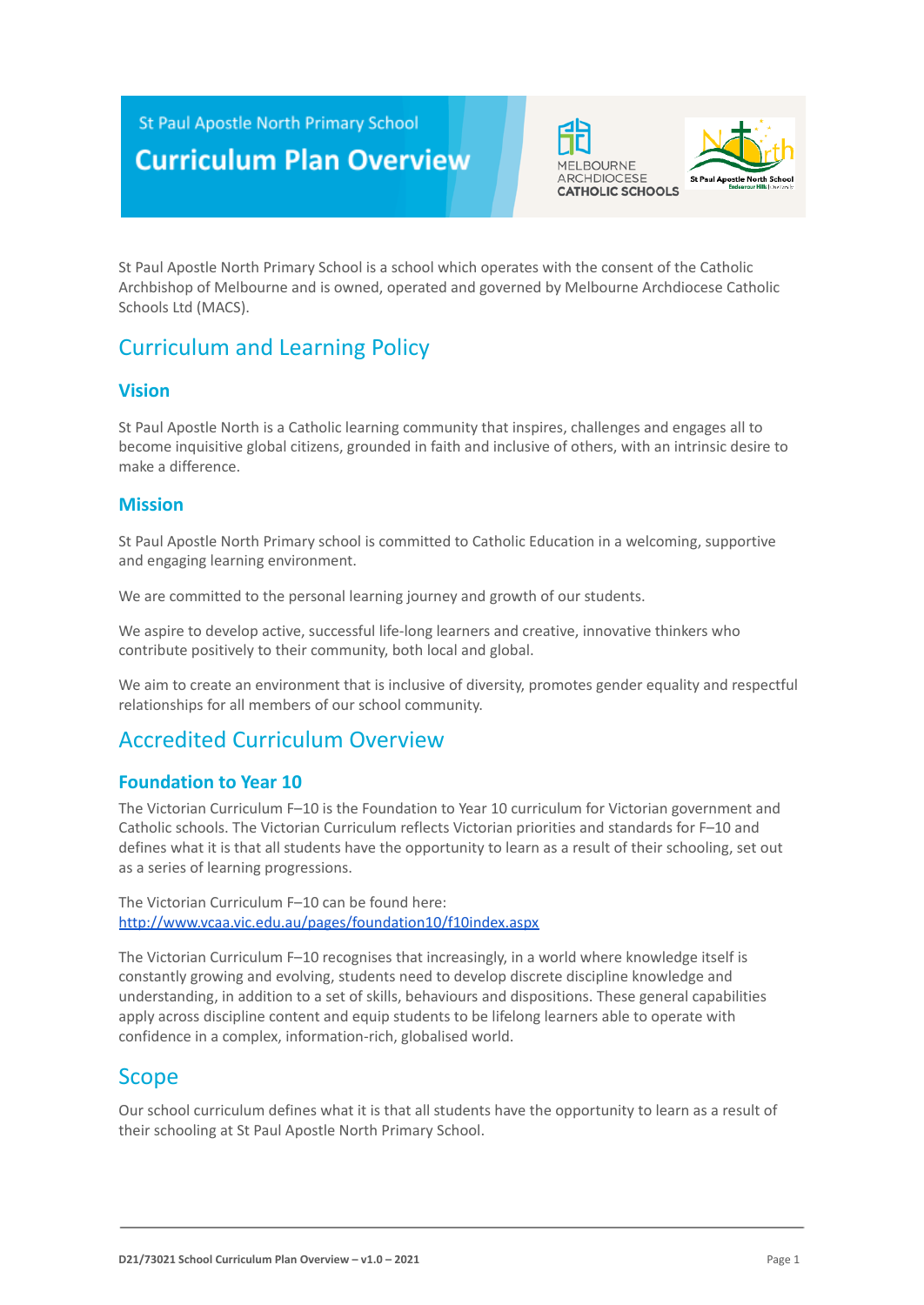St Paul Apostle North Primary School

# Curriculum Plan Overview

St Paul Apostle North Primary School is a school which operates with the consent of the Catholic Archbishop of Melbourne and is owned, operated and governed by Melbourne Archdiocese Catholic Schools Ltd (MACS).

## Curriculum and Learning Policy

### Vision

St Paul Apostle North is a Catholic learning community that inspires, challenges and engages all to become inquisitive global citizens, grounded in faith and inclusive of others, with an intrinsic desire to make a difference.

### Mission

St Paul Apostle North Primary school is committed to Catholic Education in a welcoming, supportive and engaging learning environment.

We are committed to the personal learning journey and growth of our students.

We aspire to develop active, successful life-long learners and creative, innovative thinkers who contribute positively to their community, both local and global.

We aim to create an environment that is inclusive of diversity, promotes gender equality and respectful relationships for all members of our school community.

## Accredited Curriculum Overview

### Foundation to Year 10

The Victorian Curriculum F–10 is the Foundation to Year 10 curriculum for Victorian government and Catholic schools. The Victorian Curriculum reflects Victorian priorities and standards for F–10 and defines what it is that all students have the opportunity to learn as a result of their schooling, set out as a series of learning progressions.

The Victorian Curriculum F–10 can be found here:
http://www.vcaa.vic.edu.au/pages/foundation10/f10index.aspx

The Victorian Curriculum F–10 recognises that increasingly, in a world where knowledge itself is constantly growing and evolving, students need to develop discrete discipline knowledge and understanding, in addition to a set of skills, behaviours and dispositions. These general capabilities apply across discipline content and equip students to be lifelong learners able to operate with confidence in a complex, information-rich, globalised world.

## Scope

Our school curriculum defines what it is that all students have the opportunity to learn as a result of their schooling at St Paul Apostle North Primary School.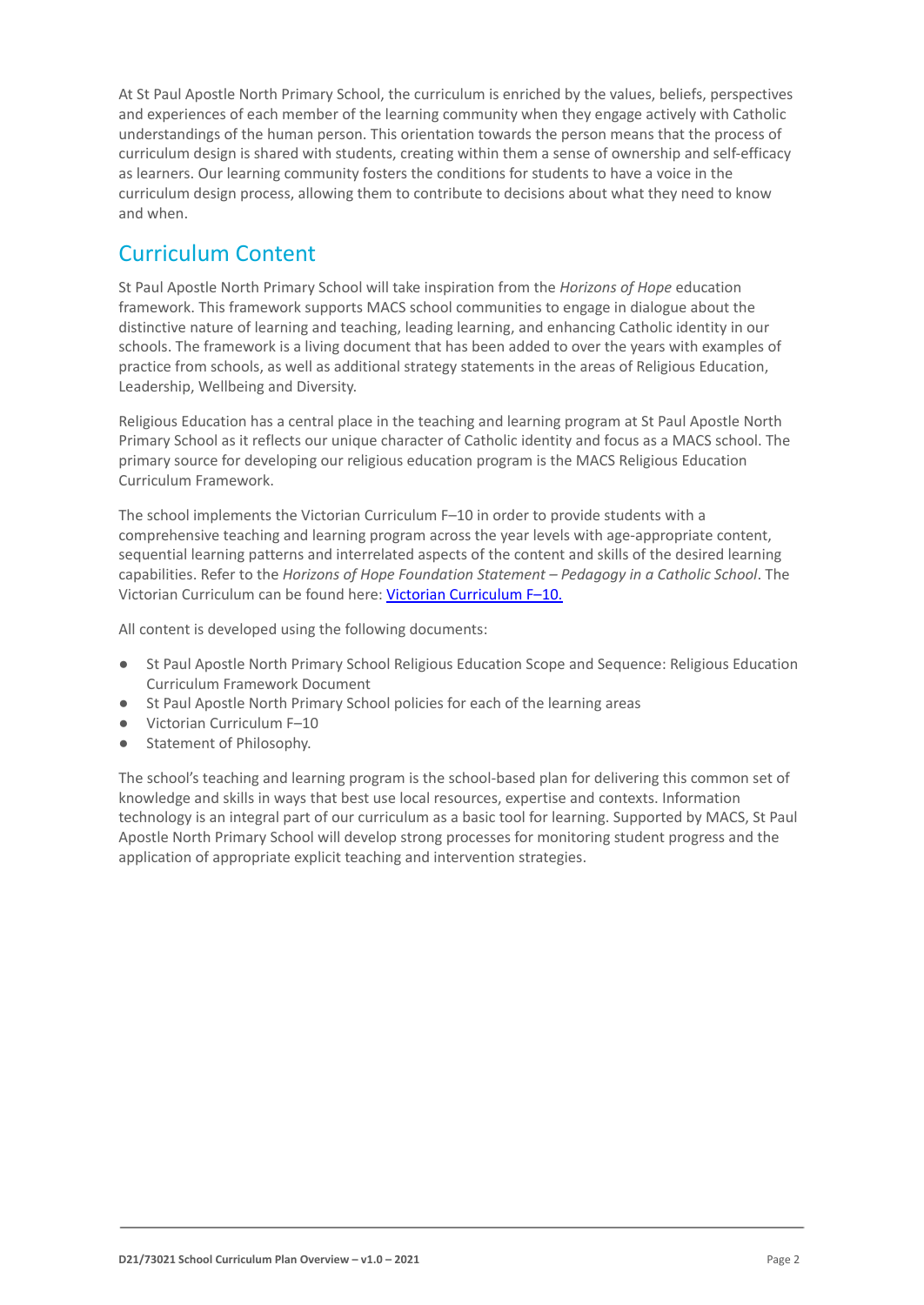At St Paul Apostle North Primary School, the curriculum is enriched by the values, beliefs, perspectives and experiences of each member of the learning community when they engage actively with Catholic understandings of the human person. This orientation towards the person means that the process of curriculum design is shared with students, creating within them a sense of ownership and self-efficacy as learners. Our learning community fosters the conditions for students to have a voice in the curriculum design process, allowing them to contribute to decisions about what they need to know and when.

## Curriculum Content

St Paul Apostle North Primary School will take inspiration from the *Horizons of Hope* education framework. This framework supports MACS school communities to engage in dialogue about the distinctive nature of learning and teaching, leading learning, and enhancing Catholic identity in our schools. The framework is a living document that has been added to over the years with examples of practice from schools, as well as additional strategy statements in the areas of Religious Education, Leadership, Wellbeing and Diversity.

Religious Education has a central place in the teaching and learning program at St Paul Apostle North Primary School as it reflects our unique character of Catholic identity and focus as a MACS school. The primary source for developing our religious education program is the MACS Religious Education Curriculum Framework.

The school implements the Victorian Curriculum F–10 in order to provide students with a comprehensive teaching and learning program across the year levels with age-appropriate content, sequential learning patterns and interrelated aspects of the content and skills of the desired learning capabilities. Refer to the *Horizons of Hope Foundation Statement – Pedagogy in a Catholic School*. The Victorian Curriculum can be found here: [Victorian Curriculum F–10.]()

All content is developed using the following documents:

- St Paul Apostle North Primary School Religious Education Scope and Sequence: Religious Education Curriculum Framework Document
- St Paul Apostle North Primary School policies for each of the learning areas
- Victorian Curriculum F–10
- Statement of Philosophy.

The school's teaching and learning program is the school-based plan for delivering this common set of knowledge and skills in ways that best use local resources, expertise and contexts. Information technology is an integral part of our curriculum as a basic tool for learning. Supported by MACS, St Paul Apostle North Primary School will develop strong processes for monitoring student progress and the application of appropriate explicit teaching and intervention strategies.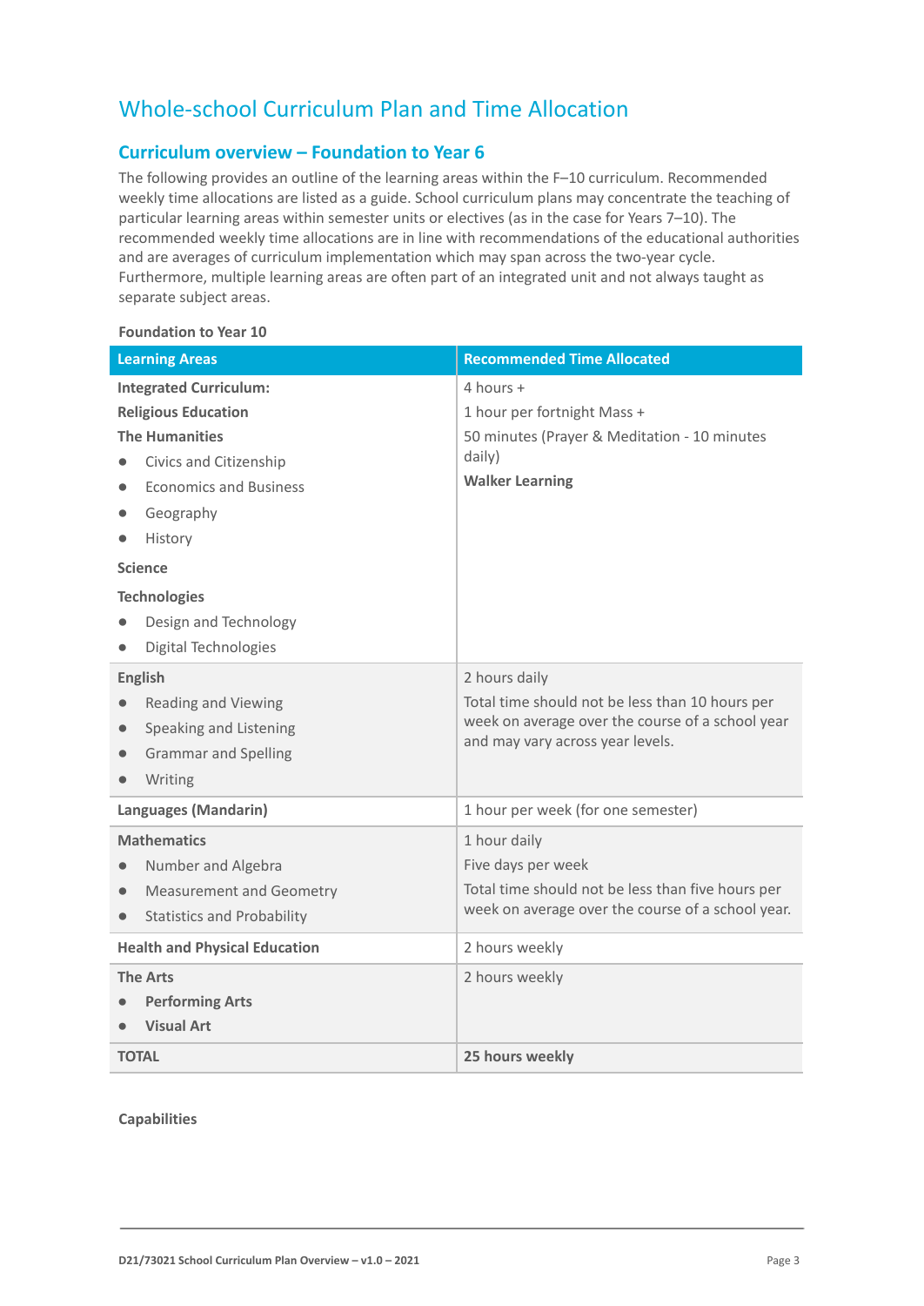# Whole-school Curriculum Plan and Time Allocation

## Curriculum overview – Foundation to Year 6

The following provides an outline of the learning areas within the F–10 curriculum. Recommended weekly time allocations are listed as a guide. School curriculum plans may concentrate the teaching of particular learning areas within semester units or electives (as in the case for Years 7–10). The recommended weekly time allocations are in line with recommendations of the educational authorities and are averages of curriculum implementation which may span across the two-year cycle. Furthermore, multiple learning areas are often part of an integrated unit and not always taught as separate subject areas.

**Foundation to Year 10**

| Learning Areas | Recommended Time Allocated |
|---|---|
| **Integrated Curriculum:**<br>**Religious Education**<br>**The Humanities**<br>• Civics and Citizenship<br>• Economics and Business<br>• Geography<br>• History<br>**Science**<br>**Technologies**<br>• Design and Technology<br>• Digital Technologies | 4 hours +<br>1 hour per fortnight Mass +<br>50 minutes (Prayer & Meditation - 10 minutes daily)<br>**Walker Learning** |
| **English**<br>• Reading and Viewing<br>• Speaking and Listening<br>• Grammar and Spelling<br>• Writing | 2 hours daily<br>Total time should not be less than 10 hours per week on average over the course of a school year and may vary across year levels. |
| **Languages (Mandarin)** | 1 hour per week (for one semester) |
| **Mathematics**<br>• Number and Algebra<br>• Measurement and Geometry<br>• Statistics and Probability | 1 hour daily<br>Five days per week<br>Total time should not be less than five hours per week on average over the course of a school year. |
| **Health and Physical Education** | 2 hours weekly |
| **The Arts**<br>• **Performing Arts**<br>• **Visual Art** | 2 hours weekly |
| **TOTAL** | **25 hours weekly** |

**Capabilities**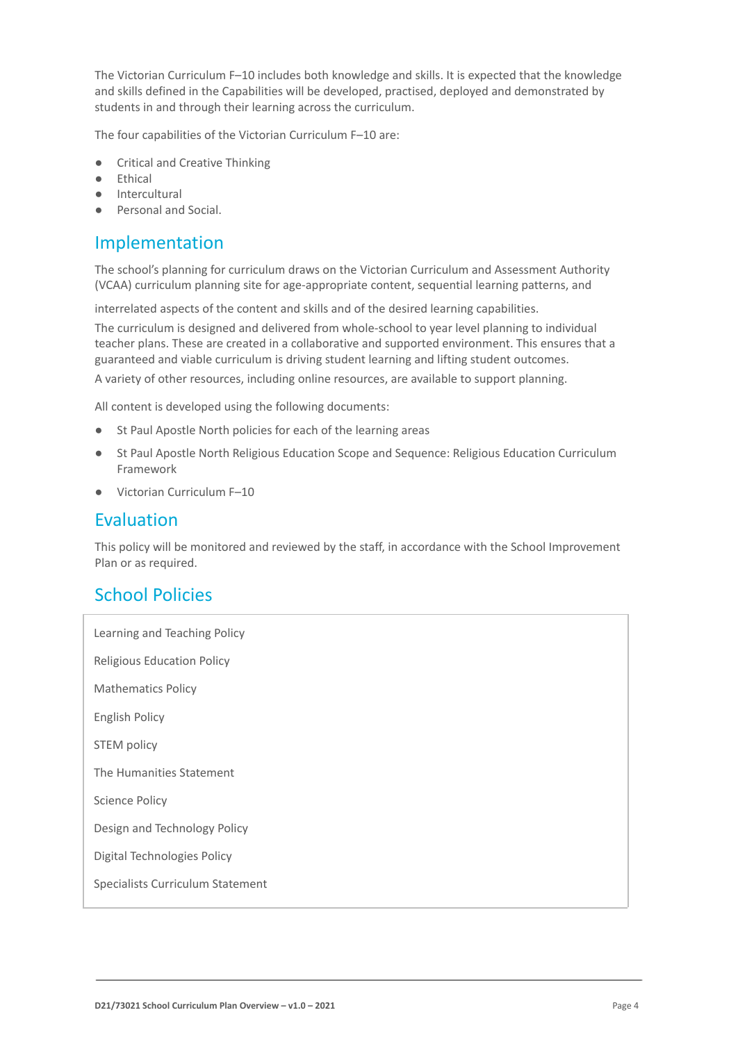The Victorian Curriculum F–10 includes both knowledge and skills. It is expected that the knowledge and skills defined in the Capabilities will be developed, practised, deployed and demonstrated by students in and through their learning across the curriculum.

The four capabilities of the Victorian Curriculum F–10 are:

- Critical and Creative Thinking
- Ethical
- Intercultural
- Personal and Social.

## Implementation

The school's planning for curriculum draws on the Victorian Curriculum and Assessment Authority (VCAA) curriculum planning site for age-appropriate content, sequential learning patterns, and interrelated aspects of the content and skills and of the desired learning capabilities.

The curriculum is designed and delivered from whole-school to year level planning to individual teacher plans. These are created in a collaborative and supported environment. This ensures that a guaranteed and viable curriculum is driving student learning and lifting student outcomes.

A variety of other resources, including online resources, are available to support planning.

All content is developed using the following documents:

- St Paul Apostle North policies for each of the learning areas
- St Paul Apostle North Religious Education Scope and Sequence: Religious Education Curriculum Framework
- Victorian Curriculum F–10

## Evaluation

This policy will be monitored and reviewed by the staff, in accordance with the School Improvement Plan or as required.

## School Policies

| |
|---|
| Learning and Teaching Policy |
| Religious Education Policy |
| Mathematics Policy |
| English Policy |
| STEM policy |
| The Humanities Statement |
| Science Policy |
| Design and Technology Policy |
| Digital Technologies Policy |
| Specialists Curriculum Statement |